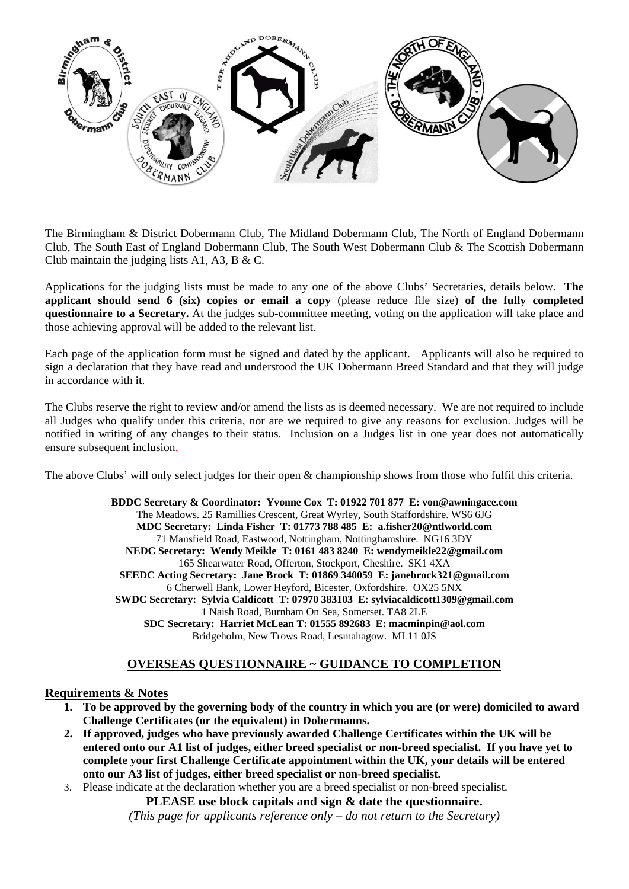The Birmingham & District Dobermann Club, The Midland Dobermann Club, The North of England Dobermann Club, The South East of England Dobermann Club, The South West Dobermann Club & The Scottish Dobermann Club maintain the judging lists A1, A3, B & C.

Applications for the judging lists must be made to any one of the above Clubs' Secretaries, details below. **The applicant should send 6 (six) copies or email a copy** (please reduce file size) **of the fully completed questionnaire to a Secretary.** At the judges sub-committee meeting, voting on the application will take place and those achieving approval will be added to the relevant list.

Each page of the application form must be signed and dated by the applicant. Applicants will also be required to sign a declaration that they have read and understood the UK Dobermann Breed Standard and that they will judge in accordance with it.

The Clubs reserve the right to review and/or amend the lists as is deemed necessary. We are not required to include all Judges who qualify under this criteria, nor are we required to give any reasons for exclusion. Judges will be notified in writing of any changes to their status. Inclusion on a Judges list in one year does not automatically ensure subsequent inclusion.

The above Clubs' will only select judges for their open & championship shows from those who fulfil this criteria.

**BDDC Secretary & Coordinator: Yvonne Cox T: 01922 701 877 E: von@awningace.com**
The Meadows. 25 Ramillies Crescent, Great Wyrley, South Staffordshire. WS6 6JG
**MDC Secretary: Linda Fisher T: 01773 788 485 E: a.fisher20@ntlworld.com**
71 Mansfield Road, Eastwood, Nottingham, Nottinghamshire. NG16 3DY
**NEDC Secretary: Wendy Meikle T: 0161 483 8240 E: wendymeikle22@gmail.com**
165 Shearwater Road, Offerton, Stockport, Cheshire. SK1 4XA
**SEEDC Acting Secretary: Jane Brock T: 01869 340059 E: janebrock321@gmail.com**
6 Cherwell Bank, Lower Heyford, Bicester, Oxfordshire. OX25 5NX
**SWDC Secretary: Sylvia Caldicott T: 07970 383103 E: sylviacaldicott1309@gmail.com**
1 Naish Road, Burnham On Sea, Somerset. TA8 2LE
**SDC Secretary: Harriet McLean T: 01555 892683 E: macminpin@aol.com**
Bridgeholm, New Trows Road, Lesmahagow. ML11 0JS

## OVERSEAS QUESTIONNAIRE ~ GUIDANCE TO COMPLETION

### Requirements & Notes

1. **To be approved by the governing body of the country in which you are (or were) domiciled to award Challenge Certificates (or the equivalent) in Dobermanns.**
2. **If approved, judges who have previously awarded Challenge Certificates within the UK will be entered onto our A1 list of judges, either breed specialist or non-breed specialist. If you have yet to complete your first Challenge Certificate appointment within the UK, your details will be entered onto our A3 list of judges, either breed specialist or non-breed specialist.**
3. Please indicate at the declaration whether you are a breed specialist or non-breed specialist.

**PLEASE use block capitals and sign & date the questionnaire.**

*(This page for applicants reference only – do not return to the Secretary)*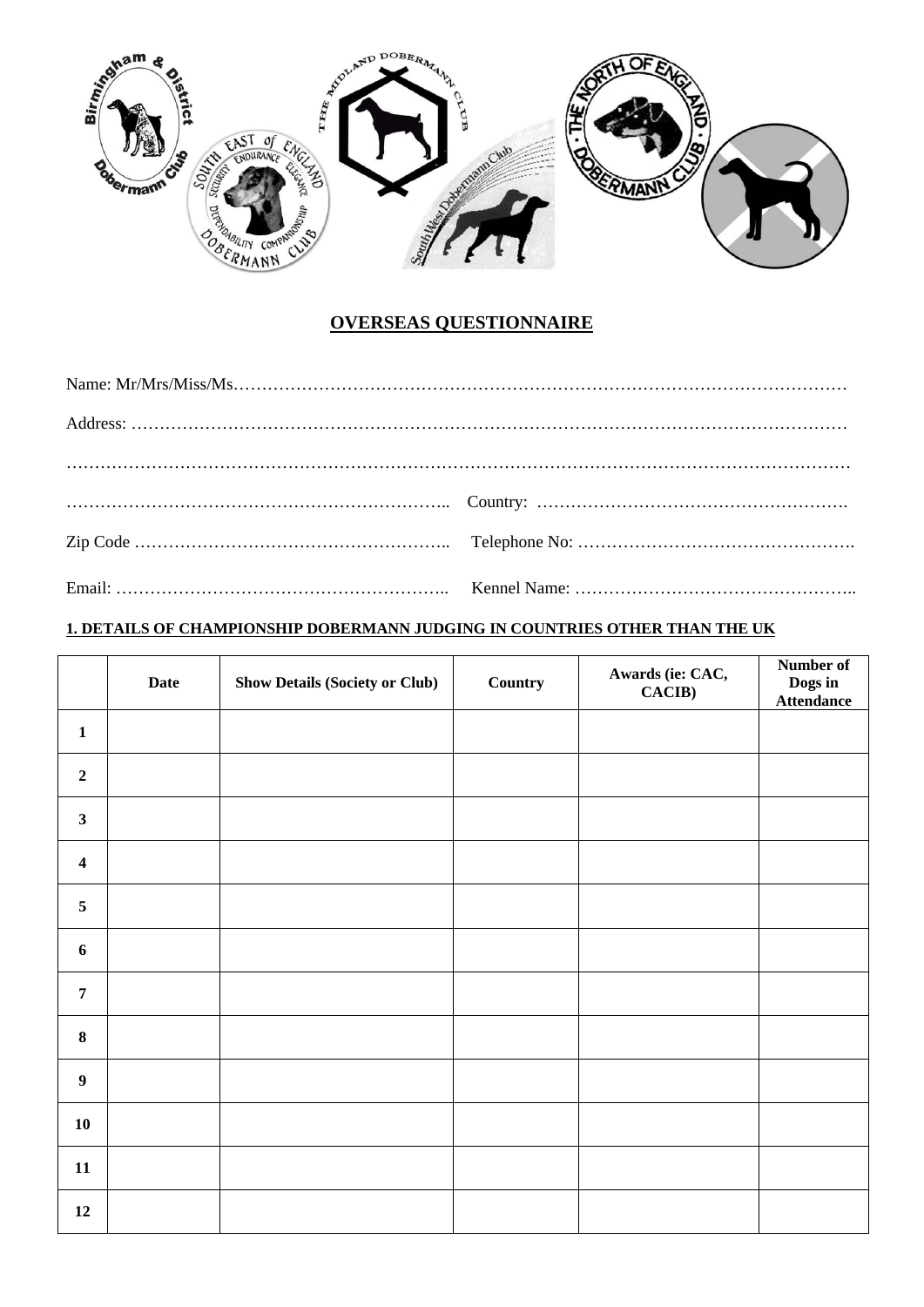## OVERSEAS QUESTIONNAIRE

Name: Mr/Mrs/Miss/Ms……………………………………………………………………………………………

Address: …………………………………………………………………………………………………………

……………………………………………………………………………………………………………………

………………………………………………………….. Country: ……………………………………………….

Zip Code ……………………………………………….. Telephone No: ………………………………………….

Email: ………………………………………………….. Kennel Name: …………………………………………..

**1. DETAILS OF CHAMPIONSHIP DOBERMANN JUDGING IN COUNTRIES OTHER THAN THE UK**

| | Date | Show Details (Society or Club) | Country | Awards (ie: CAC, CACIB) | Number of Dogs in Attendance |
|---|---|---|---|---|---|
| **1** | | | | | |
| **2** | | | | | |
| **3** | | | | | |
| **4** | | | | | |
| **5** | | | | | |
| **6** | | | | | |
| **7** | | | | | |
| **8** | | | | | |
| **9** | | | | | |
| **10** | | | | | |
| **11** | | | | | |
| **12** | | | | | |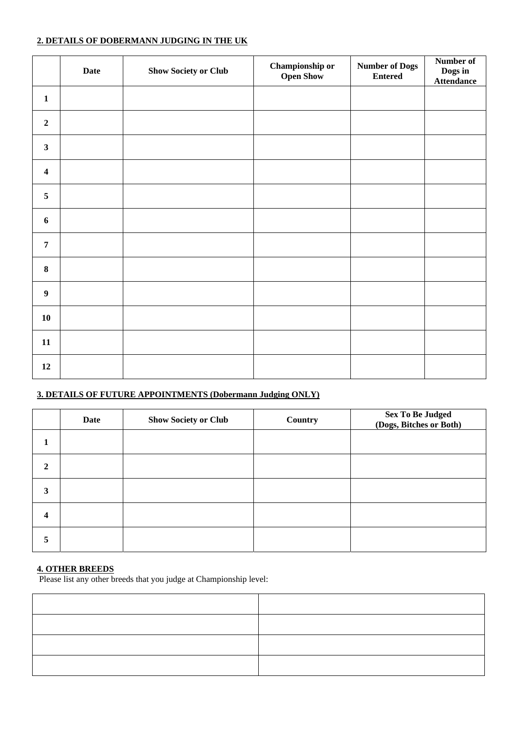## 2. DETAILS OF DOBERMANN JUDGING IN THE UK

| | Date | Show Society or Club | Championship or Open Show | Number of Dogs Entered | Number of Dogs in Attendance |
|---|---|---|---|---|---|
| 1 | | | | | |
| 2 | | | | | |
| 3 | | | | | |
| 4 | | | | | |
| 5 | | | | | |
| 6 | | | | | |
| 7 | | | | | |
| 8 | | | | | |
| 9 | | | | | |
| 10 | | | | | |
| 11 | | | | | |
| 12 | | | | | |

## 3. DETAILS OF FUTURE APPOINTMENTS (Dobermann Judging ONLY)

| | Date | Show Society or Club | Country | Sex To Be Judged (Dogs, Bitches or Both) |
|---|---|---|---|---|
| 1 | | | | |
| 2 | | | | |
| 3 | | | | |
| 4 | | | | |
| 5 | | | | |

## 4. OTHER BREEDS

Please list any other breeds that you judge at Championship level:

| | |
|---|---|
| | |
| | |
| | |
| | |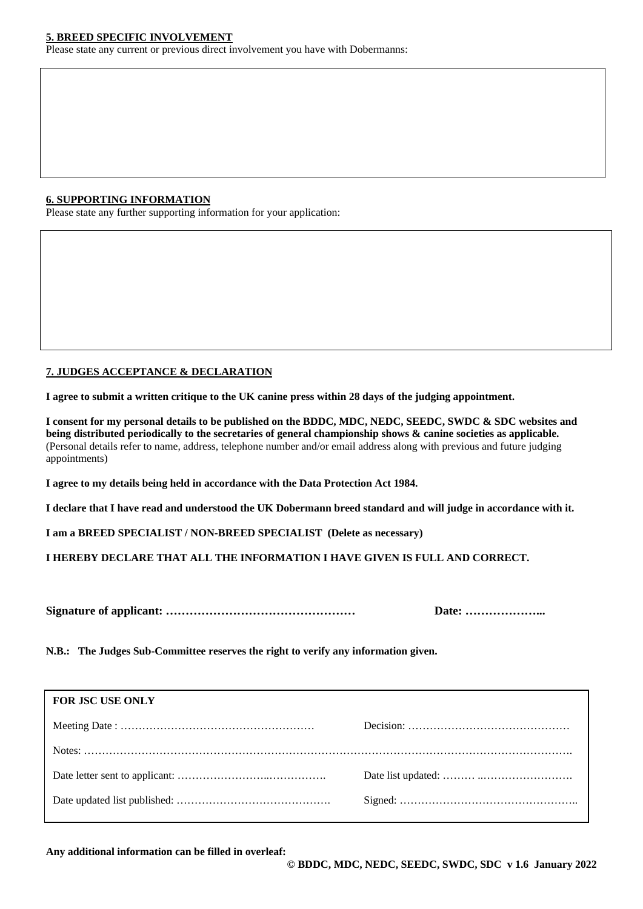**5. BREED SPECIFIC INVOLVEMENT**

Please state any current or previous direct involvement you have with Dobermanns:

**6. SUPPORTING INFORMATION**

Please state any further supporting information for your application:

**7. JUDGES ACCEPTANCE & DECLARATION**

**I agree to submit a written critique to the UK canine press within 28 days of the judging appointment.**

**I consent for my personal details to be published on the BDDC, MDC, NEDC, SEEDC, SWDC & SDC websites and being distributed periodically to the secretaries of general championship shows & canine societies as applicable.** (Personal details refer to name, address, telephone number and/or email address along with previous and future judging appointments)

**I agree to my details being held in accordance with the Data Protection Act 1984.**

**I declare that I have read and understood the UK Dobermann breed standard and will judge in accordance with it.**

**I am a BREED SPECIALIST / NON-BREED SPECIALIST (Delete as necessary)**

**I HEREBY DECLARE THAT ALL THE INFORMATION I HAVE GIVEN IS FULL AND CORRECT.**

**Signature of applicant: …………………………………………    Date: ………………...**

**N.B.: The Judges Sub-Committee reserves the right to verify any information given.**

**FOR JSC USE ONLY**

Meeting Date : ………………………………………………    Decision: ………………………………………

Notes: ……………………………………………………………………………………………………………………….

Date letter sent to applicant: ……………………..…………….    Date list updated: ……… ..…………………….

Date updated list published: …………………………………….    Signed: …………………………………………..

**Any additional information can be filled in overleaf:**

**© BDDC, MDC, NEDC, SEEDC, SWDC, SDC v 1.6 January 2022**